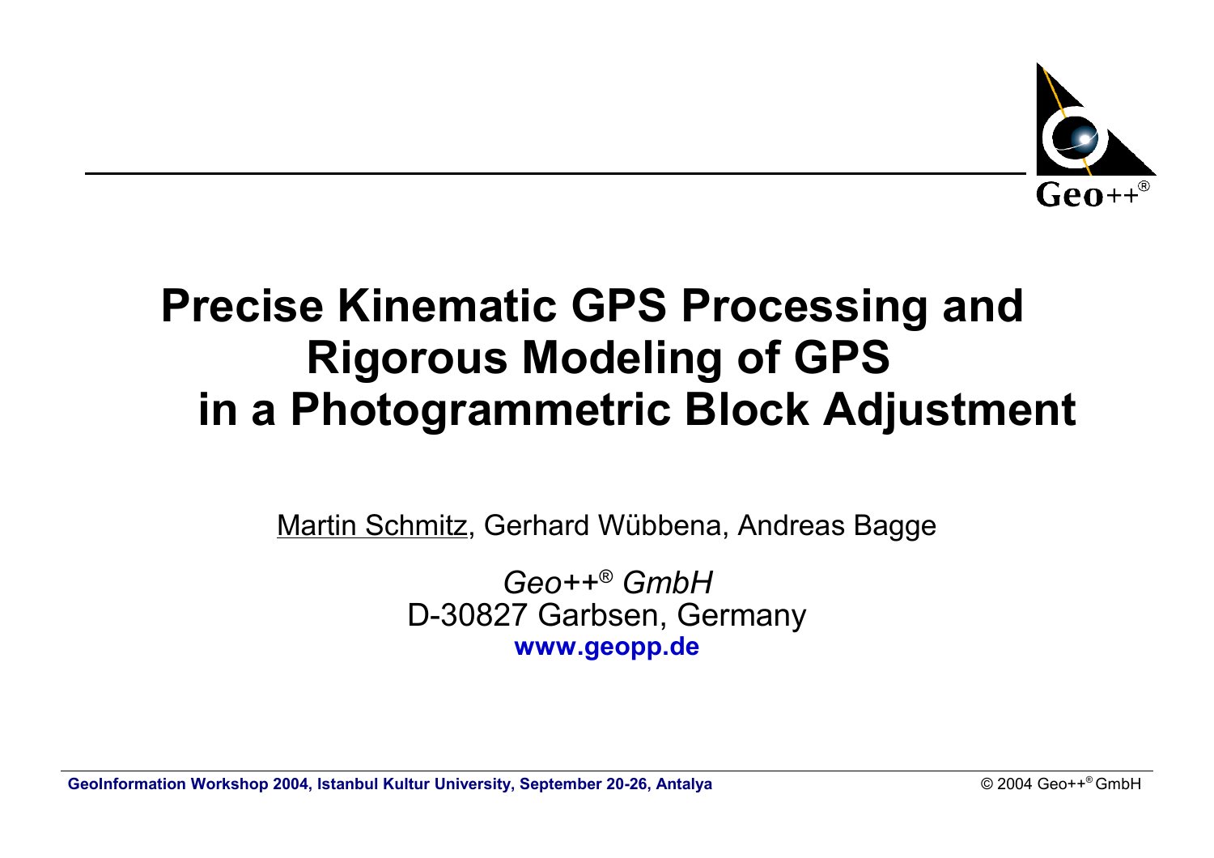# Precise Kinematic GPS Processing and Rigorous Modeling of GPS in a Photogrammetric Block Adjustment

Martin Schmitz, Gerhard Wübbena, Andreas Bagge

*Geo++® GmbH*
D-30827 Garbsen, Germany
**www.geopp.de**

**GeoInformation Workshop 2004, Istanbul Kultur University, September 20-26, Antalya**

© 2004 Geo++® GmbH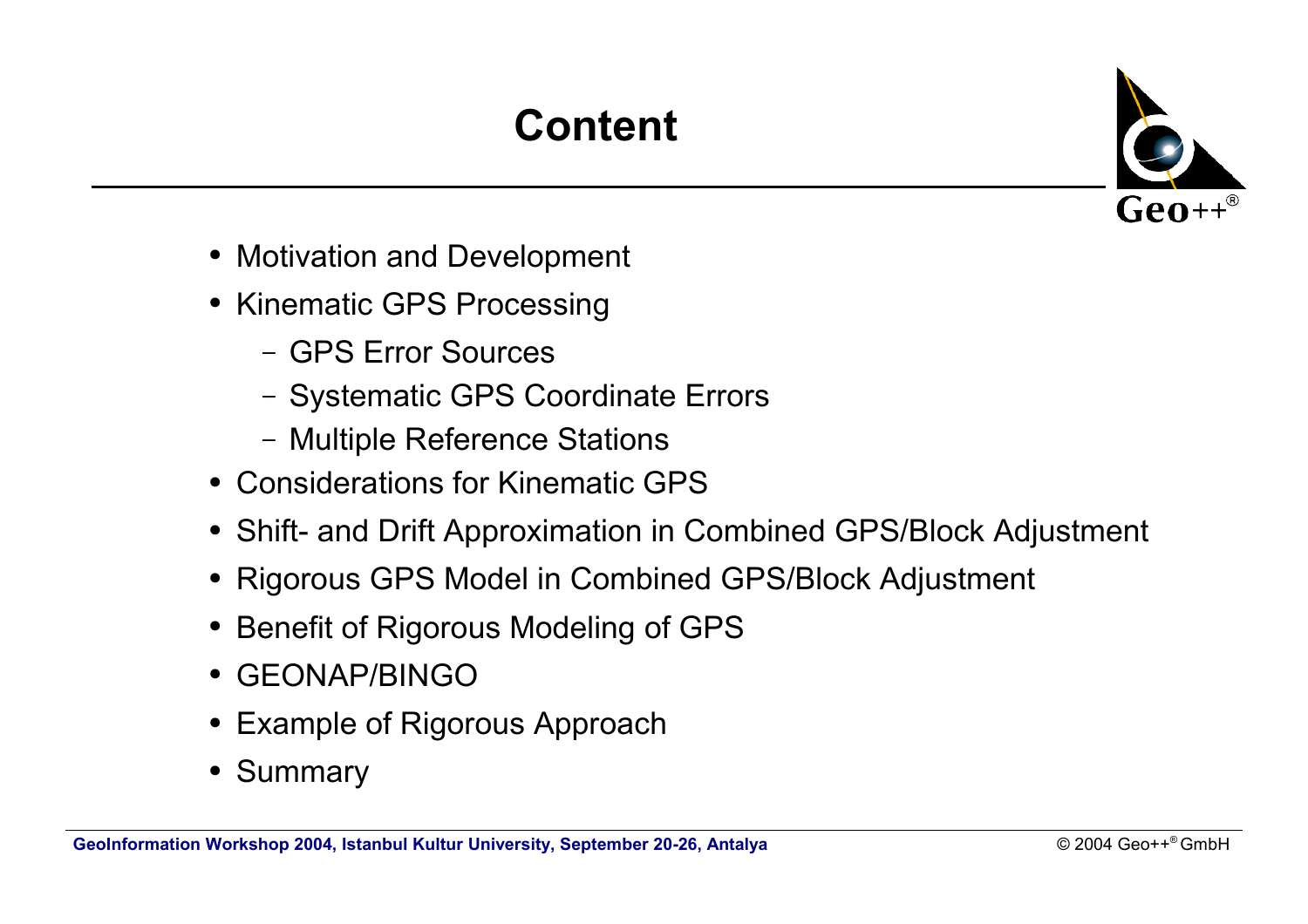# Content

- Motivation and Development
- Kinematic GPS Processing
  - GPS Error Sources
  - Systematic GPS Coordinate Errors
  - Multiple Reference Stations
- Considerations for Kinematic GPS
- Shift- and Drift Approximation in Combined GPS/Block Adjustment
- Rigorous GPS Model in Combined GPS/Block Adjustment
- Benefit of Rigorous Modeling of GPS
- GEONAP/BINGO
- Example of Rigorous Approach
- Summary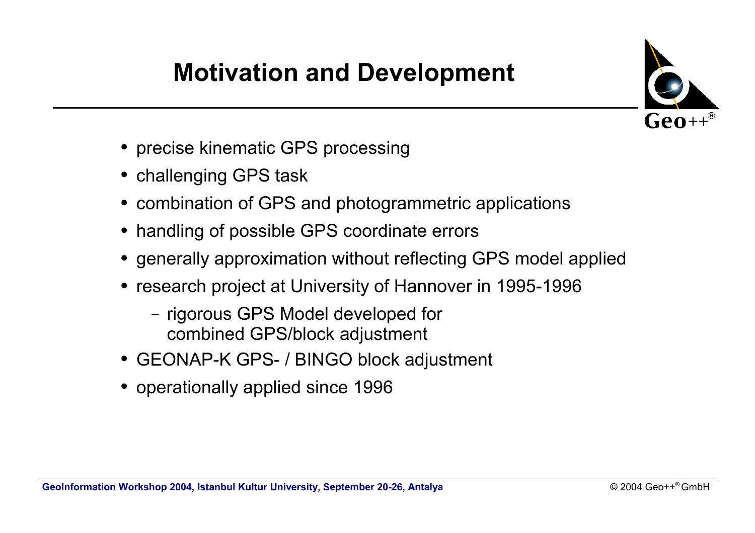# Motivation and Development

- precise kinematic GPS processing
- challenging GPS task
- combination of GPS and photogrammetric applications
- handling of possible GPS coordinate errors
- generally approximation without reflecting GPS model applied
- research project at University of Hannover in 1995-1996
  - rigorous GPS Model developed for combined GPS/block adjustment
- GEONAP-K GPS- / BINGO block adjustment
- operationally applied since 1996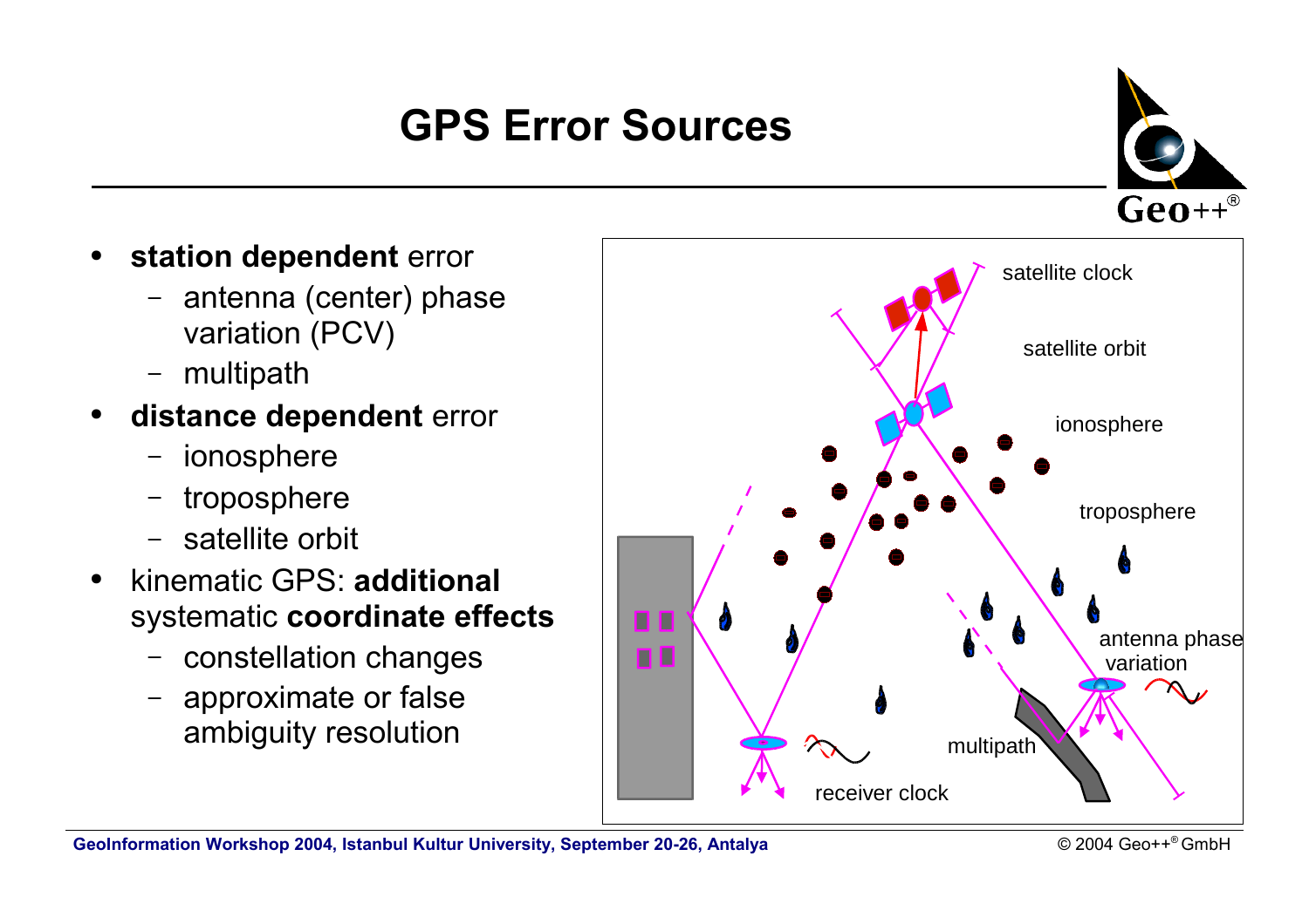# GPS Error Sources

- **station dependent** error
  - antenna (center) phase variation (PCV)
  - multipath
- **distance dependent** error
  - ionosphere
  - troposphere
  - satellite orbit
- kinematic GPS: **additional** systematic **coordinate effects**
  - constellation changes
  - approximate or false ambiguity resolution

satellite clock

satellite orbit

ionosphere

troposphere

antenna phase variation

multipath

receiver clock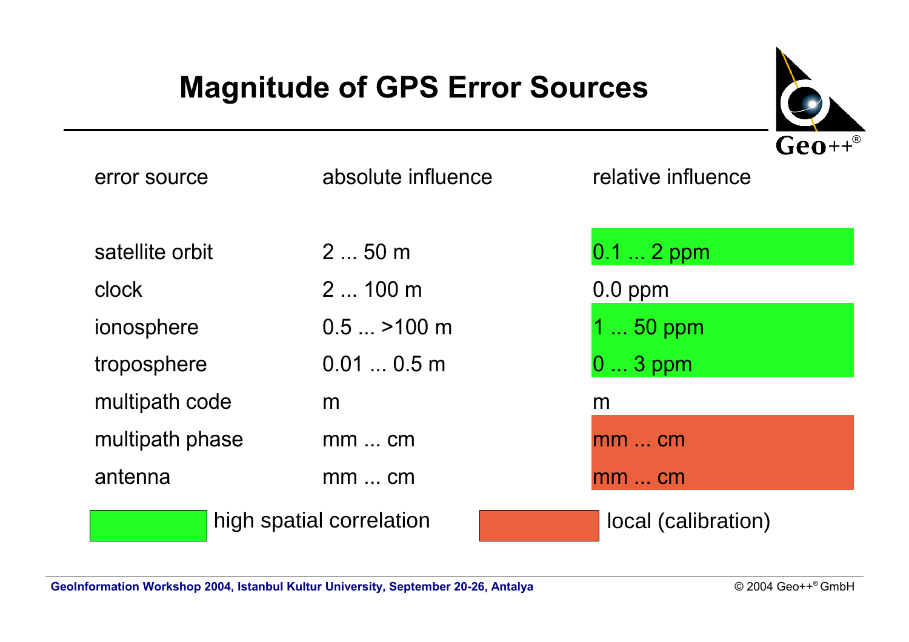# Magnitude of GPS Error Sources

| error source | absolute influence | relative influence |
|---|---|---|
| satellite orbit | 2 ... 50 m | 0.1 ... 2 ppm |
| clock | 2 ... 100 m | 0.0 ppm |
| ionosphere | 0.5 ... >100 m | 1 ... 50 ppm |
| troposphere | 0.01 ... 0.5 m | 0 ... 3 ppm |
| multipath code | m | m |
| multipath phase | mm ... cm | mm ... cm |
| antenna | mm ... cm | mm ... cm |

Legend:

- Green (satellite orbit, ionosphere, troposphere): high spatial correlation
- Red (multipath phase, antenna): local (calibration)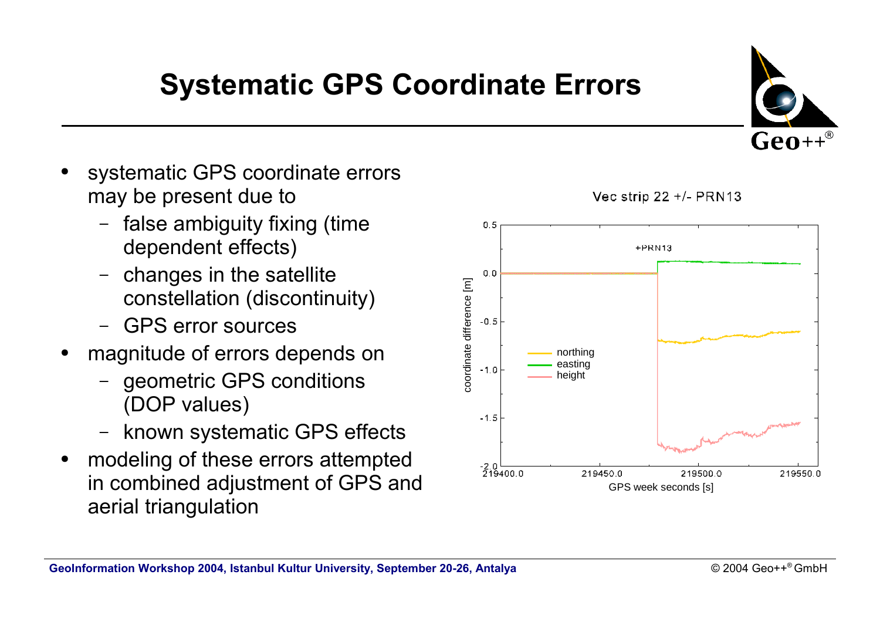# Systematic GPS Coordinate Errors

- systematic GPS coordinate errors may be present due to
  - false ambiguity fixing (time dependent effects)
  - changes in the satellite constellation (discontinuity)
  - GPS error sources
- magnitude of errors depends on
  - geometric GPS conditions (DOP values)
  - known systematic GPS effects
- modeling of these errors attempted in combined adjustment of GPS and aerial triangulation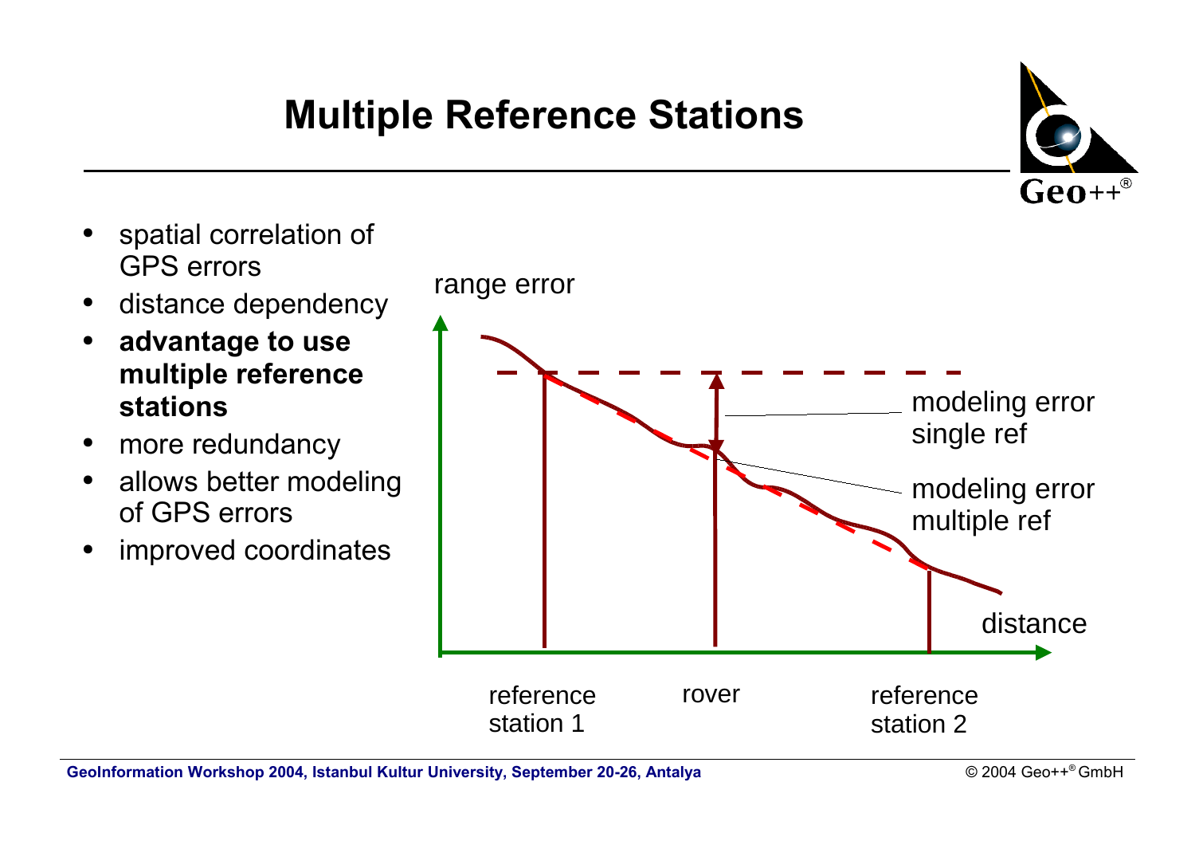# Multiple Reference Stations

- spatial correlation of GPS errors
- distance dependency
- **advantage to use multiple reference stations**
- more redundancy
- allows better modeling of GPS errors
- improved coordinates

range error

modeling error single ref

modeling error multiple ref

distance

reference station 1

rover

reference station 2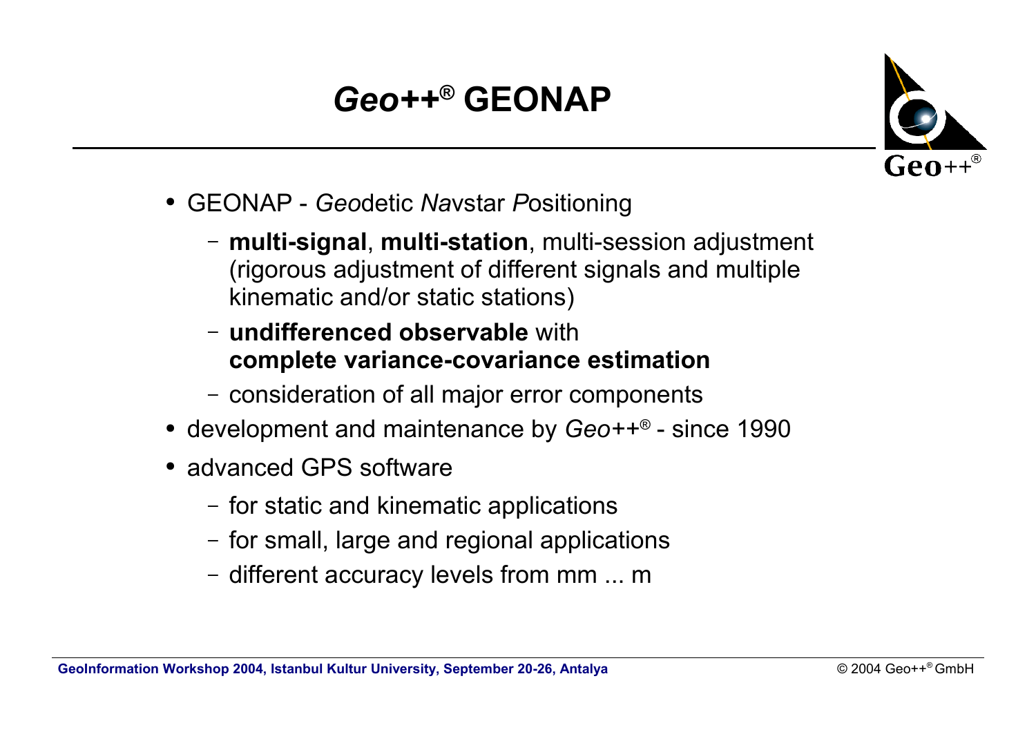# *Geo++*® GEONAP

- GEONAP - *Geo*detic *Na*vstar *P*ositioning
  - **multi-signal**, **multi-station**, multi-session adjustment (rigorous adjustment of different signals and multiple kinematic and/or static stations)
  - **undifferenced observable** with **complete variance-covariance estimation**
  - consideration of all major error components
- development and maintenance by *Geo++*® - since 1990
- advanced GPS software
  - for static and kinematic applications
  - for small, large and regional applications
  - different accuracy levels from mm ... m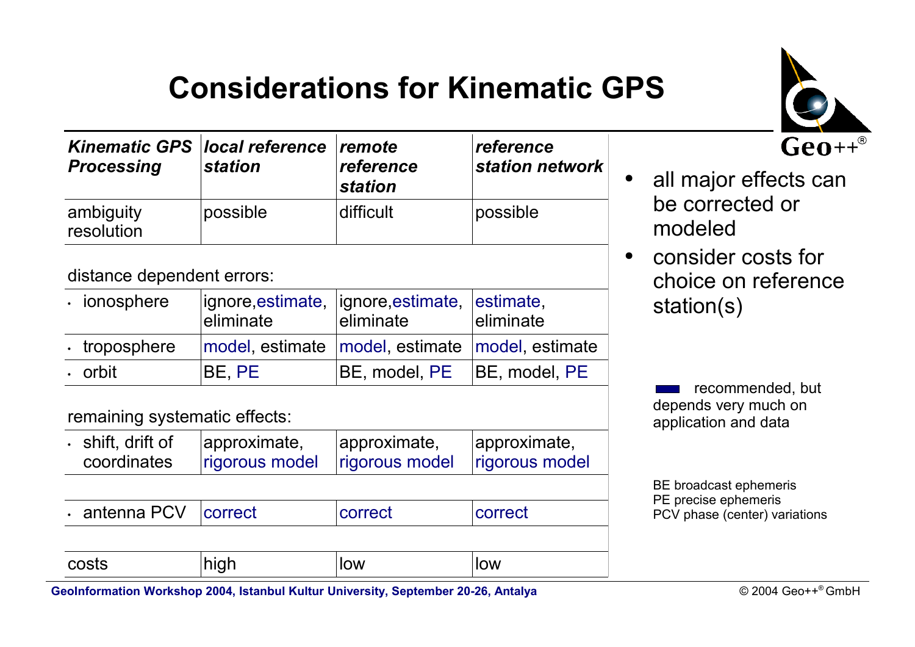# Considerations for Kinematic GPS

| *Kinematic GPS Processing* | *local reference station* | *remote reference station* | *reference station network* |
|---|---|---|---|
| ambiguity resolution | possible | difficult | possible |
| distance dependent errors: | | | |
| · ionosphere | ignore, estimate, eliminate | ignore, estimate, eliminate | estimate, eliminate |
| · troposphere | model, estimate | model, estimate | model, estimate |
| · orbit | BE, PE | BE, model, PE | BE, model, PE |
| remaining systematic effects: | | | |
| · shift, drift of coordinates | approximate, rigorous model | approximate, rigorous model | approximate, rigorous model |
| · antenna PCV | correct | correct | correct |
| costs | high | low | low |

- all major effects can be corrected or modeled
- consider costs for choice on reference station(s)

recommended, but depends very much on application and data

BE broadcast ephemeris
PE precise ephemeris
PCV phase (center) variations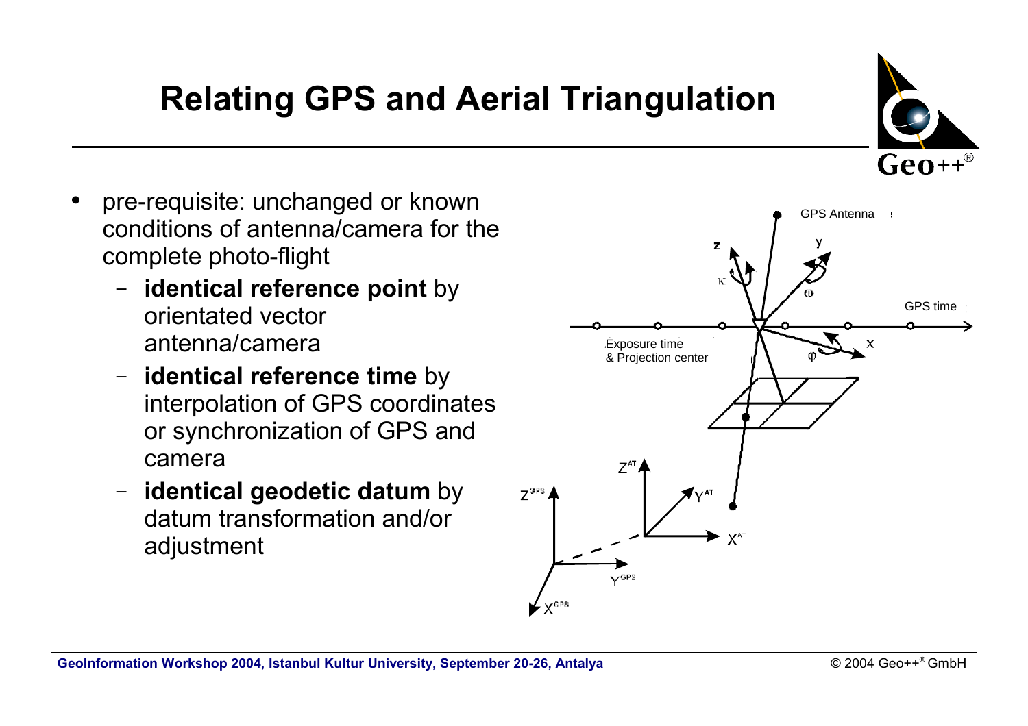# Relating GPS and Aerial Triangulation

- pre-requisite: unchanged or known conditions of antenna/camera for the complete photo-flight
  - **identical reference point** by orientated vector antenna/camera
  - **identical reference time** by interpolation of GPS coordinates or synchronization of GPS and camera
  - **identical geodetic datum** by datum transformation and/or adjustment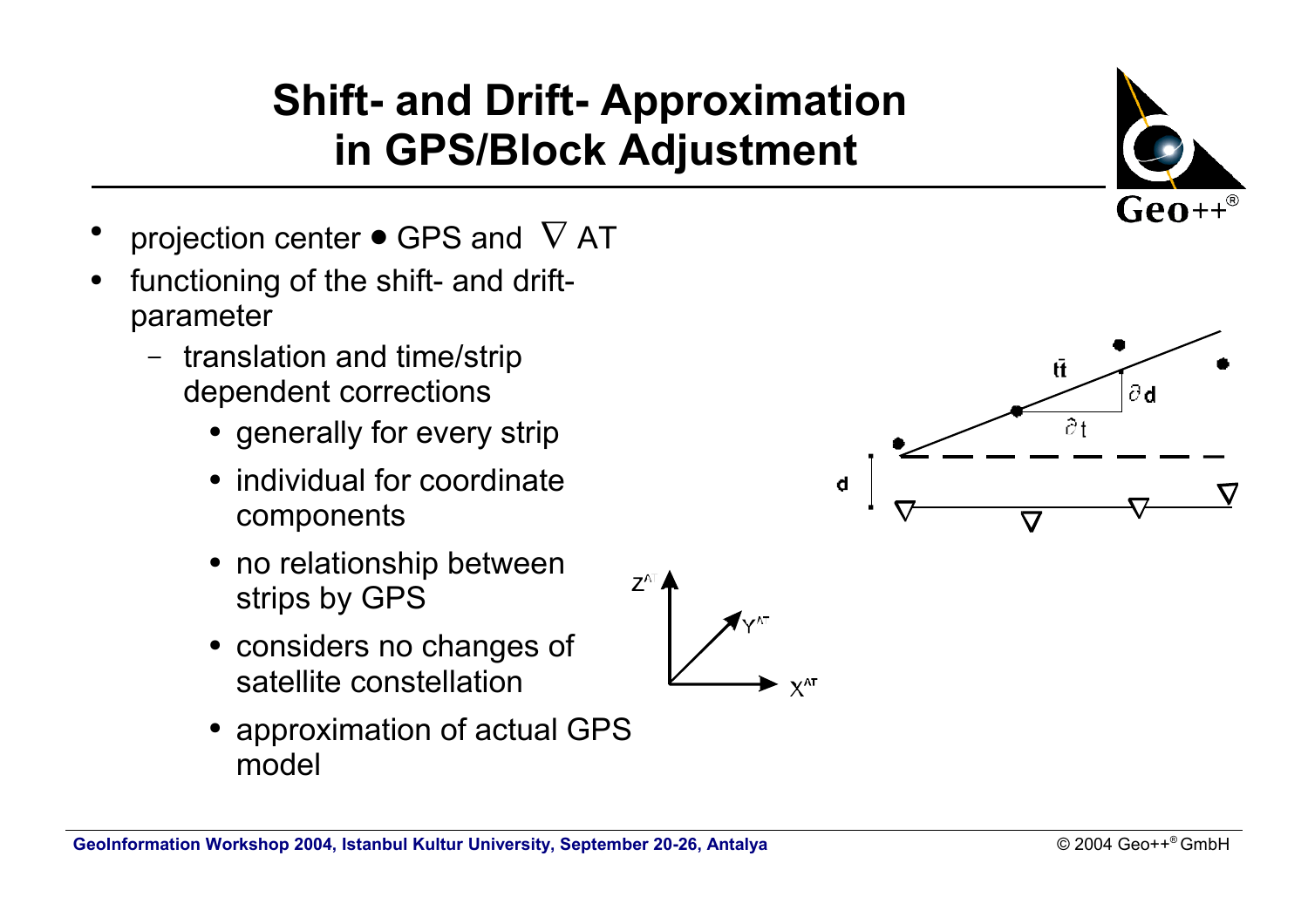# Shift- and Drift- Approximation in GPS/Block Adjustment

- projection center ● GPS and $\nabla$ AT
- functioning of the shift- and drift-parameter
  - translation and time/strip dependent corrections
    - generally for every strip
    - individual for coordinate components
    - no relationship between strips by GPS
    - considers no changes of satellite constellation
    - approximation of actual GPS model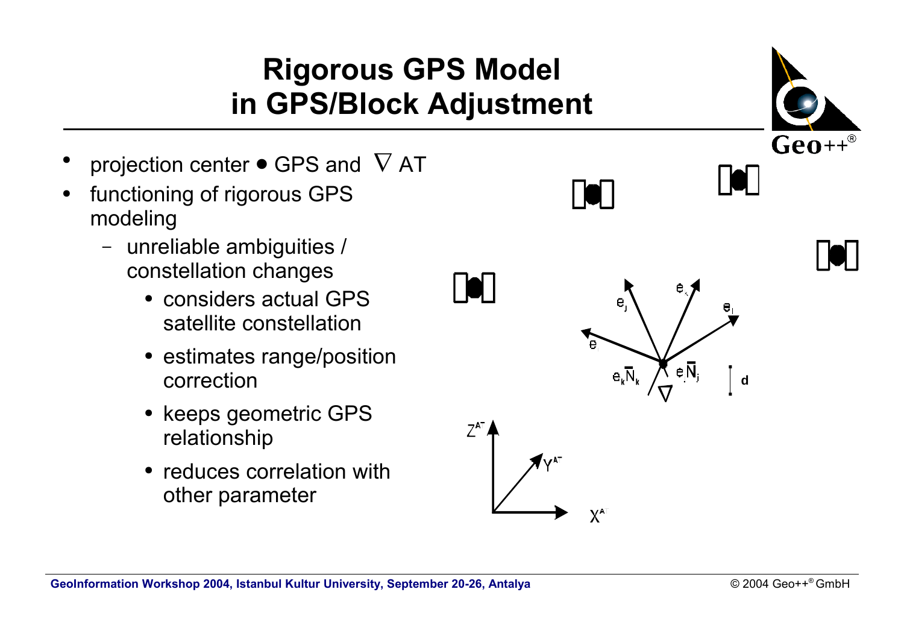# Rigorous GPS Model in GPS/Block Adjustment

- projection center ● GPS and ∇ AT
- functioning of rigorous GPS modeling
  - unreliable ambiguities / constellation changes
    - considers actual GPS satellite constellation
    - estimates range/position correction
    - keeps geometric GPS relationship
    - reduces correlation with other parameter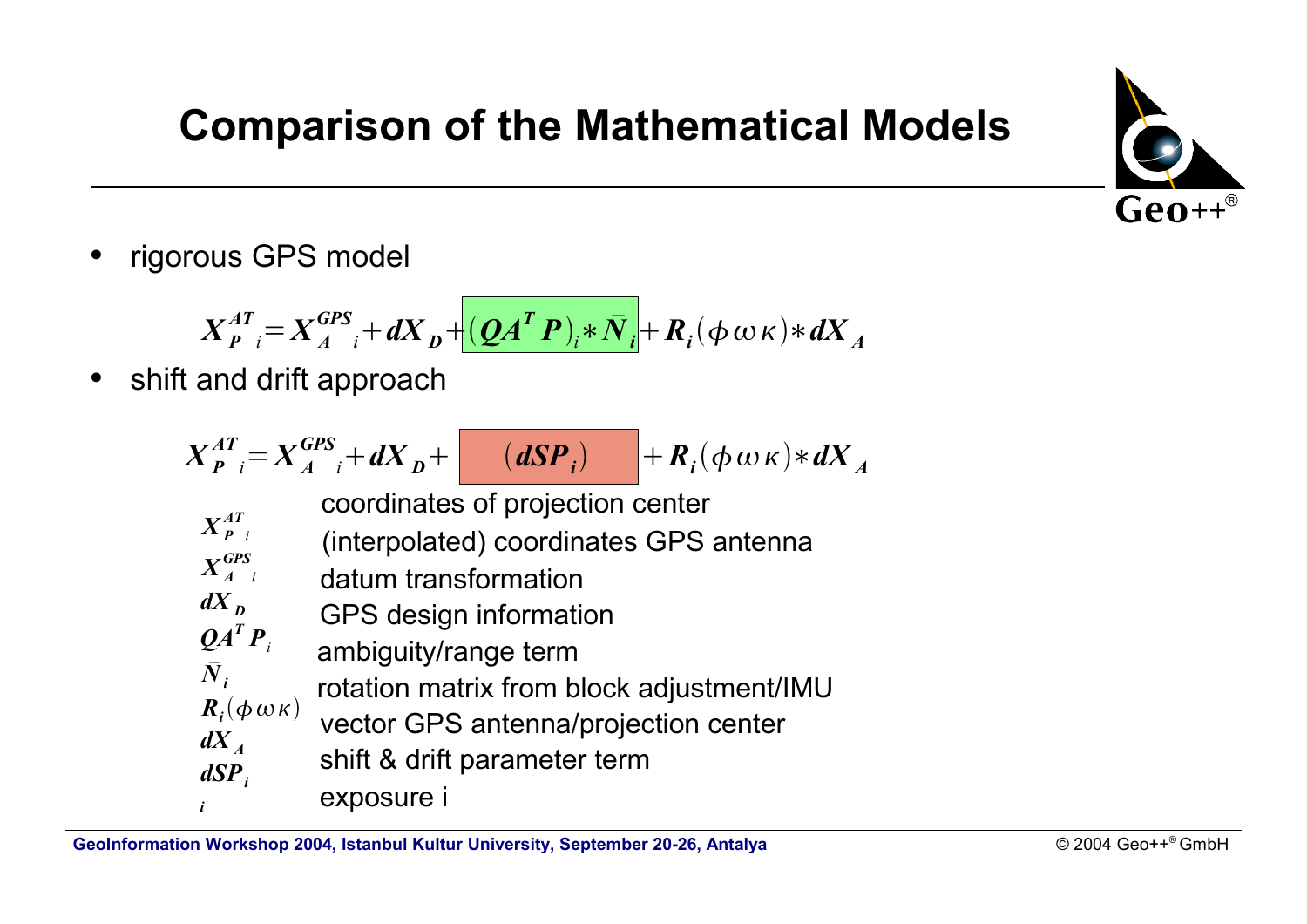# Comparison of the Mathematical Models

- rigorous GPS model

$$\boldsymbol{X}_{\boldsymbol{P}\ i}^{\boldsymbol{AT}} = \boldsymbol{X}_{\boldsymbol{A}\ i}^{\boldsymbol{GPS}} + \boldsymbol{dX}_{\boldsymbol{D}} + (\boldsymbol{QA}^{\boldsymbol{T}}\boldsymbol{P})_i * \bar{\boldsymbol{N}}_{\boldsymbol{i}} + \boldsymbol{R}_{\boldsymbol{i}}(\phi\,\omega\,\kappa) * \boldsymbol{dX}_{\boldsymbol{A}}$$

- shift and drift approach

$$\boldsymbol{X}_{\boldsymbol{P}\ i}^{\boldsymbol{AT}} = \boldsymbol{X}_{\boldsymbol{A}\ i}^{\boldsymbol{GPS}} + \boldsymbol{dX}_{\boldsymbol{D}} + (\boldsymbol{dSP}_{\boldsymbol{i}}) + \boldsymbol{R}_{\boldsymbol{i}}(\phi\,\omega\,\kappa) * \boldsymbol{dX}_{\boldsymbol{A}}$$

| | |
|---|---|
| $X_{P\ i}^{AT}$ | coordinates of projection center |
| $X_{A\ i}^{GPS}$ | (interpolated) coordinates GPS antenna |
| $dX_D$ | datum transformation |
| $QA^T P_i$ | GPS design information |
| $\bar{N}_i$ | ambiguity/range term |
| $R_i(\phi\,\omega\,\kappa)$ | rotation matrix from block adjustment/IMU |
| $dX_A$ | vector GPS antenna/projection center |
| $dSP_i$ | shift & drift parameter term |
| $i$ | exposure i |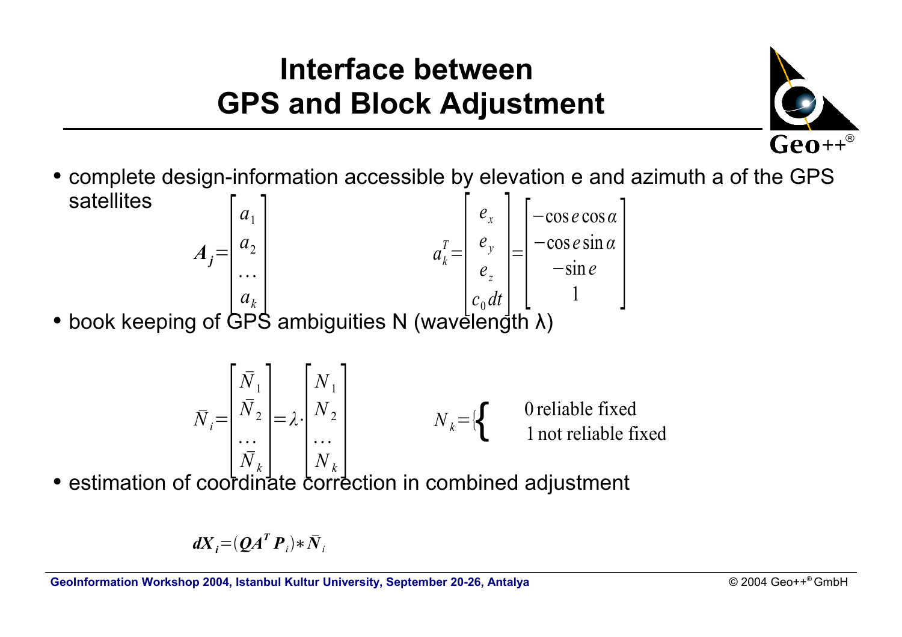# Interface between GPS and Block Adjustment

- complete design-information accessible by elevation e and azimuth a of the GPS satellites

$$A_j = \begin{bmatrix} a_1 \\ a_2 \\ \dots \\ a_k \end{bmatrix} \qquad a_k^T = \begin{bmatrix} e_x \\ e_y \\ e_z \\ c_0 dt \end{bmatrix} = \begin{bmatrix} -\cos e \cos \alpha \\ -\cos e \sin \alpha \\ -\sin e \\ 1 \end{bmatrix}$$

- book keeping of GPS ambiguities N (wavelength λ)

$$\bar{N}_i = \begin{bmatrix} \bar{N}_1 \\ \bar{N}_2 \\ \dots \\ \bar{N}_k \end{bmatrix} = \lambda \cdot \begin{bmatrix} N_1 \\ N_2 \\ \dots \\ N_k \end{bmatrix} \qquad N_k = \begin{cases} 0 \text{ reliable fixed} \\ 1 \text{ not reliable fixed} \end{cases}$$

- estimation of coordinate correction in combined adjustment

$$dX_i = (QA^T P_i) * \bar{N}_i$$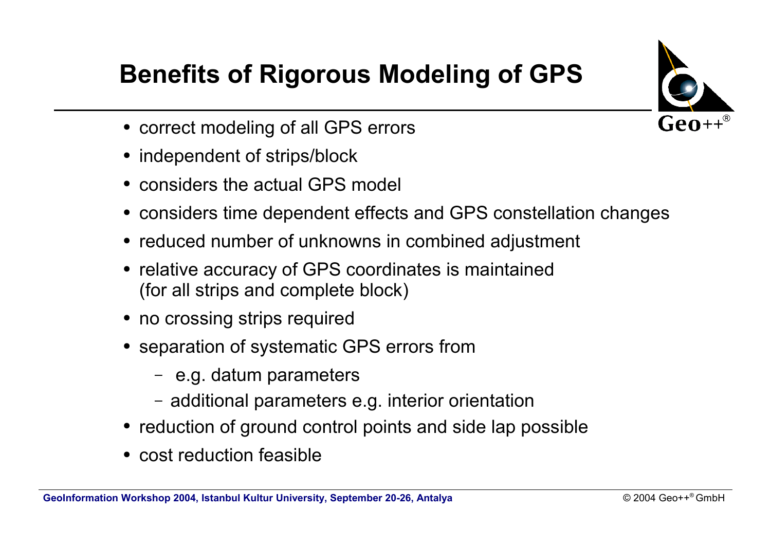# Benefits of Rigorous Modeling of GPS

- correct modeling of all GPS errors
- independent of strips/block
- considers the actual GPS model
- considers time dependent effects and GPS constellation changes
- reduced number of unknowns in combined adjustment
- relative accuracy of GPS coordinates is maintained (for all strips and complete block)
- no crossing strips required
- separation of systematic GPS errors from
  - e.g. datum parameters
  - additional parameters e.g. interior orientation
- reduction of ground control points and side lap possible
- cost reduction feasible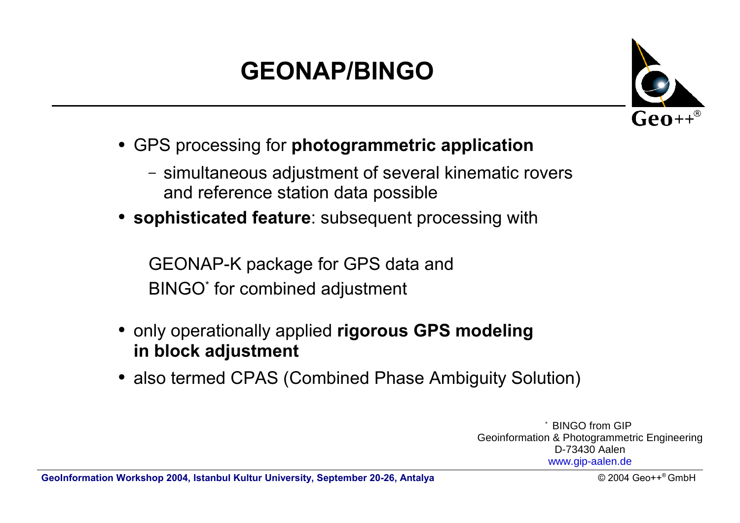# GEONAP/BINGO

- GPS processing for **photogrammetric application**
  - simultaneous adjustment of several kinematic rovers and reference station data possible
- **sophisticated feature**: subsequent processing with

  GEONAP-K package for GPS data and
  BINGO* for combined adjustment

- only operationally applied **rigorous GPS modeling in block adjustment**
- also termed CPAS (Combined Phase Ambiguity Solution)

* BINGO from GIP
Geoinformation & Photogrammetric Engineering
D-73430 Aalen
www.gip-aalen.de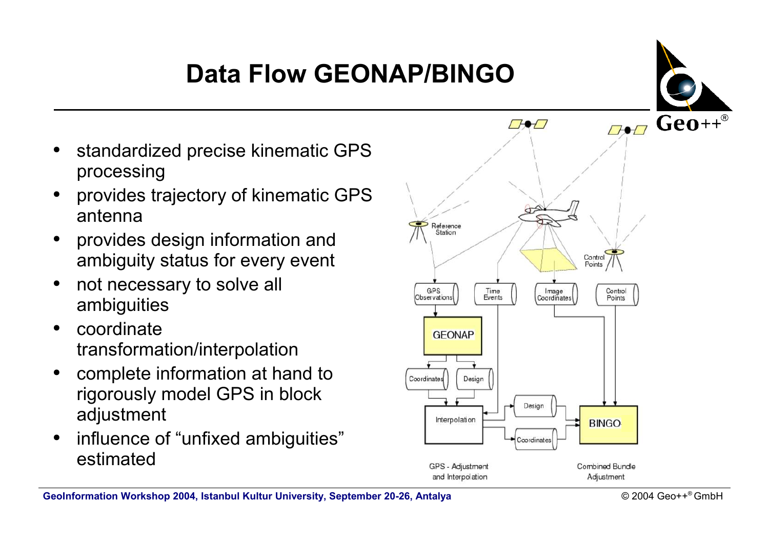# Data Flow GEONAP/BINGO

- standardized precise kinematic GPS processing
- provides trajectory of kinematic GPS antenna
- provides design information and ambiguity status for every event
- not necessary to solve all ambiguities
- coordinate transformation/interpolation
- complete information at hand to rigorously model GPS in block adjustment
- influence of “unfixed ambiguities” estimated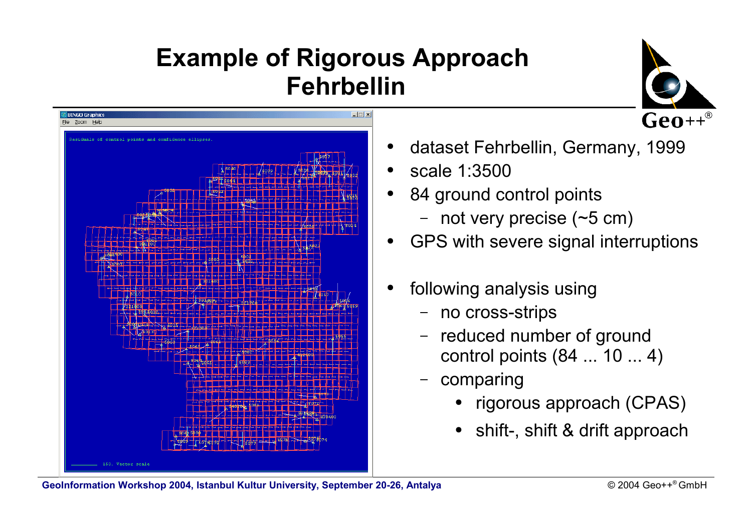# Example of Rigorous Approach Fehrbellin

- dataset Fehrbellin, Germany, 1999
- scale 1:3500
- 84 ground control points
  - not very precise (~5 cm)
- GPS with severe signal interruptions

- following analysis using
  - no cross-strips
  - reduced number of ground control points (84 ... 10 ... 4)
  - comparing
    - rigorous approach (CPAS)
    - shift-, shift & drift approach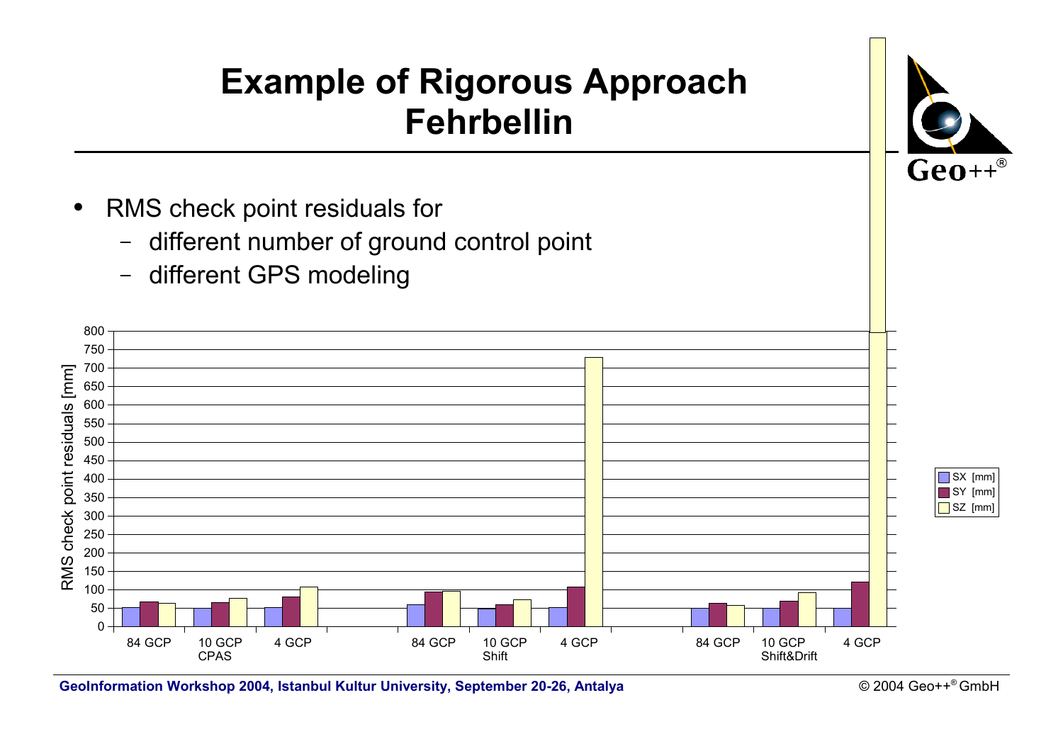# Example of Rigorous Approach Fehrbellin

- RMS check point residuals for
  - different number of ground control point
  - different GPS modeling

RMS check point residuals [mm]

| | SX [mm] | SY [mm] | SZ [mm] |
|---|---|---|---|
| 84 GCP (CPAS) | 52 | 68 | 64 |
| 10 GCP CPAS | 50 | 66 | 77 |
| 4 GCP (CPAS) | 52 | 81 | 108 |
| 84 GCP (Shift) | 60 | 95 | 97 |
| 10 GCP Shift | 49 | 60 | 73 |
| 4 GCP (Shift) | 52 | 108 | 729 |
| 84 GCP (Shift&Drift) | 50 | 64 | 58 |
| 10 GCP Shift&Drift | 50 | 70 | 93 |
| 4 GCP (Shift&Drift) | 50 | 121 | > 800 |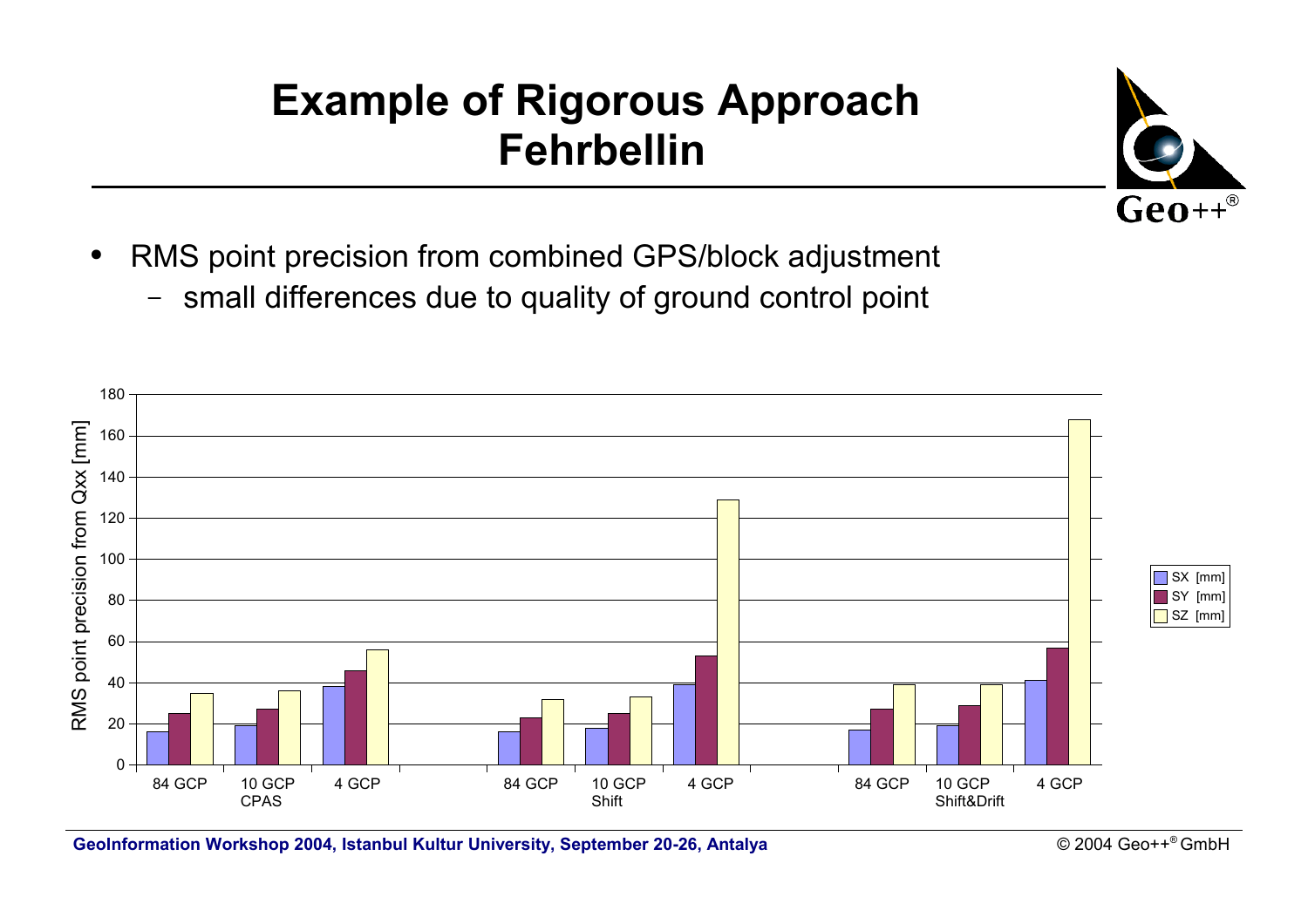# Example of Rigorous Approach Fehrbellin

- RMS point precision from combined GPS/block adjustment
  - small differences due to quality of ground control point

| | | SX [mm] | SY [mm] | SZ [mm] |
|---|---|---|---|---|
| CPAS | 84 GCP | 16 | 25 | 35 |
| | 10 GCP | 19 | 27 | 36 |
| | 4 GCP | 38 | 46 | 56 |
| Shift | 84 GCP | 16 | 23 | 32 |
| | 10 GCP | 18 | 25 | 33 |
| | 4 GCP | 39 | 53 | 129 |
| Shift&Drift | 84 GCP | 17 | 27 | 39 |
| | 10 GCP | 19 | 29 | 39 |
| | 4 GCP | 41 | 57 | 168 |

RMS point precision from Qxx [mm]

GeoInformation Workshop 2004, Istanbul Kultur University, September 20-26, Antalya

© 2004 Geo++® GmbH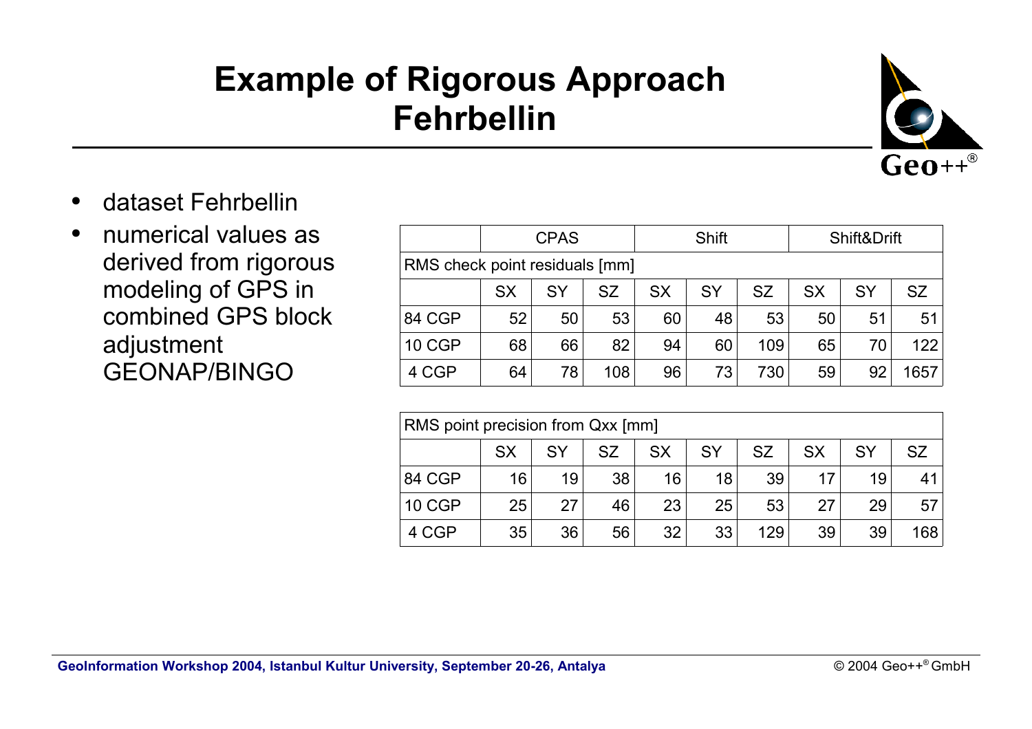# Example of Rigorous Approach Fehrbellin

- dataset Fehrbellin
- numerical values as derived from rigorous modeling of GPS in combined GPS block adjustment GEONAP/BINGO

| | CPAS | | | Shift | | | Shift&Drift | | |
|---|---|---|---|---|---|---|---|---|---|
| RMS check point residuals [mm] | | | | | | | | | |
| | SX | SY | SZ | SX | SY | SZ | SX | SY | SZ |
| 84 CGP | 52 | 50 | 53 | 60 | 48 | 53 | 50 | 51 | 51 |
| 10 CGP | 68 | 66 | 82 | 94 | 60 | 109 | 65 | 70 | 122 |
| 4 CGP | 64 | 78 | 108 | 96 | 73 | 730 | 59 | 92 | 1657 |

| RMS point precision from Qxx [mm] | | | | | | | | | |
|---|---|---|---|---|---|---|---|---|---|
| | SX | SY | SZ | SX | SY | SZ | SX | SY | SZ |
| 84 CGP | 16 | 19 | 38 | 16 | 18 | 39 | 17 | 19 | 41 |
| 10 CGP | 25 | 27 | 46 | 23 | 25 | 53 | 27 | 29 | 57 |
| 4 CGP | 35 | 36 | 56 | 32 | 33 | 129 | 39 | 39 | 168 |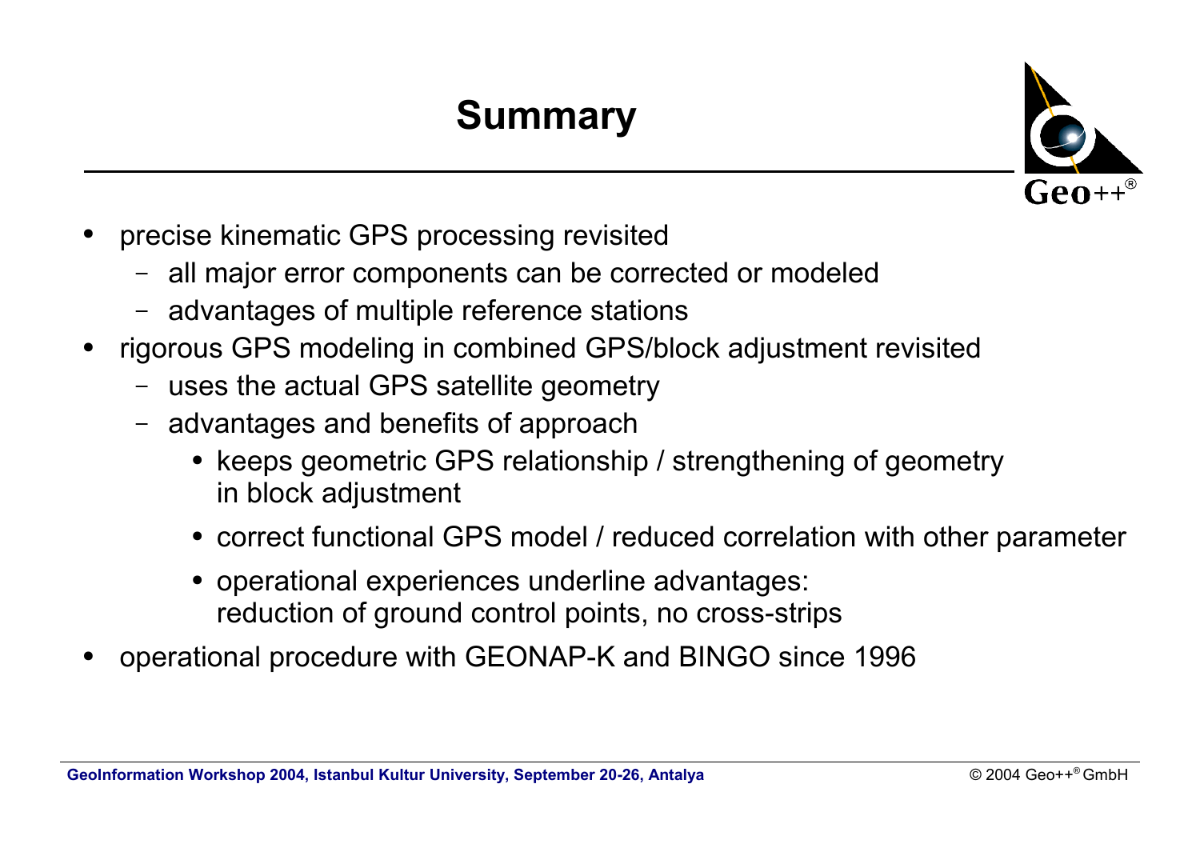# Summary

- precise kinematic GPS processing revisited
  - all major error components can be corrected or modeled
  - advantages of multiple reference stations
- rigorous GPS modeling in combined GPS/block adjustment revisited
  - uses the actual GPS satellite geometry
  - advantages and benefits of approach
    - keeps geometric GPS relationship / strengthening of geometry in block adjustment
    - correct functional GPS model / reduced correlation with other parameter
    - operational experiences underline advantages: reduction of ground control points, no cross-strips
- operational procedure with GEONAP-K and BINGO since 1996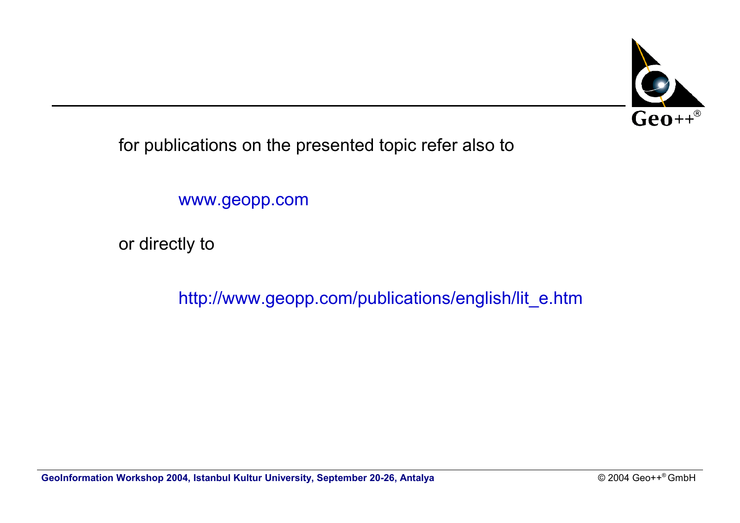for publications on the presented topic refer also to

www.geopp.com

or directly to

http://www.geopp.com/publications/english/lit_e.htm